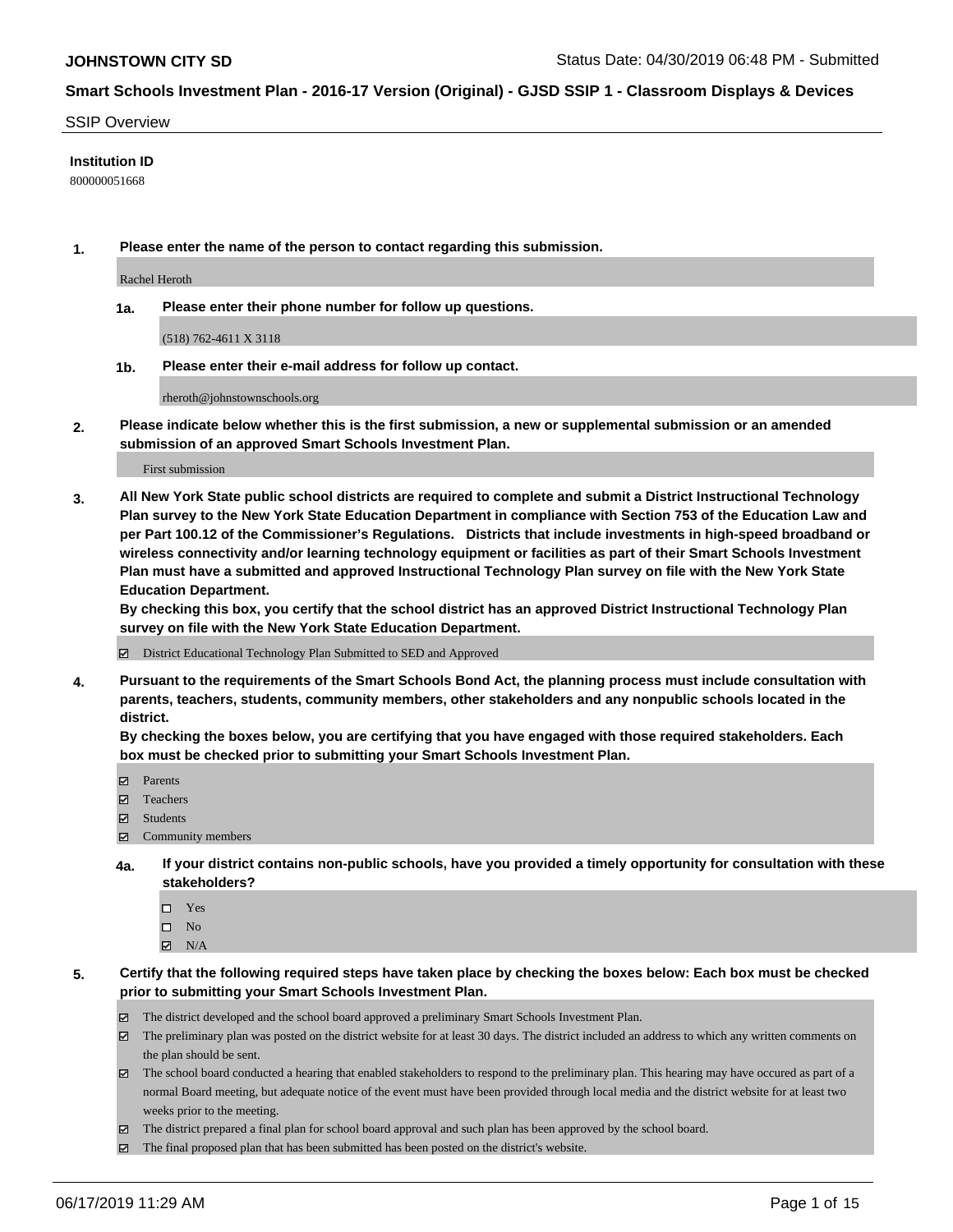# Smart Schools Investment Plan - 2016-17 Version (Original) - GJSD SSIP 1 - Classroom Displays & Devices

JOHNSTOWN CITY SD

Status Date: 04/30/2019 06:48 PM - Submitted

SSIP Overview

**Institution ID**

800000051668

**1. Please enter the name of the person to contact regarding this submission.**

Rachel Heroth

**1a. Please enter their phone number for follow up questions.**

(518) 762-4611 X 3118

**1b. Please enter their e-mail address for follow up contact.**

rheroth@johnstownschools.org

**2. Please indicate below whether this is the first submission, a new or supplemental submission or an amended submission of an approved Smart Schools Investment Plan.**

First submission

**3. All New York State public school districts are required to complete and submit a District Instructional Technology Plan survey to the New York State Education Department in compliance with Section 753 of the Education Law and per Part 100.12 of the Commissioner's Regulations. Districts that include investments in high-speed broadband or wireless connectivity and/or learning technology equipment or facilities as part of their Smart Schools Investment Plan must have a submitted and approved Instructional Technology Plan survey on file with the New York State Education Department.**
**By checking this box, you certify that the school district has an approved District Instructional Technology Plan survey on file with the New York State Education Department.**

- ☑ District Educational Technology Plan Submitted to SED and Approved

**4. Pursuant to the requirements of the Smart Schools Bond Act, the planning process must include consultation with parents, teachers, students, community members, other stakeholders and any nonpublic schools located in the district.**
**By checking the boxes below, you are certifying that you have engaged with those required stakeholders. Each box must be checked prior to submitting your Smart Schools Investment Plan.**

- ☑ Parents
- ☑ Teachers
- ☑ Students
- ☑ Community members

**4a. If your district contains non-public schools, have you provided a timely opportunity for consultation with these stakeholders?**

- ☐ Yes
- ☐ No
- ☑ N/A

**5. Certify that the following required steps have taken place by checking the boxes below: Each box must be checked prior to submitting your Smart Schools Investment Plan.**

- ☑ The district developed and the school board approved a preliminary Smart Schools Investment Plan.
- ☑ The preliminary plan was posted on the district website for at least 30 days. The district included an address to which any written comments on the plan should be sent.
- ☑ The school board conducted a hearing that enabled stakeholders to respond to the preliminary plan. This hearing may have occured as part of a normal Board meeting, but adequate notice of the event must have been provided through local media and the district website for at least two weeks prior to the meeting.
- ☑ The district prepared a final plan for school board approval and such plan has been approved by the school board.
- ☑ The final proposed plan that has been submitted has been posted on the district's website.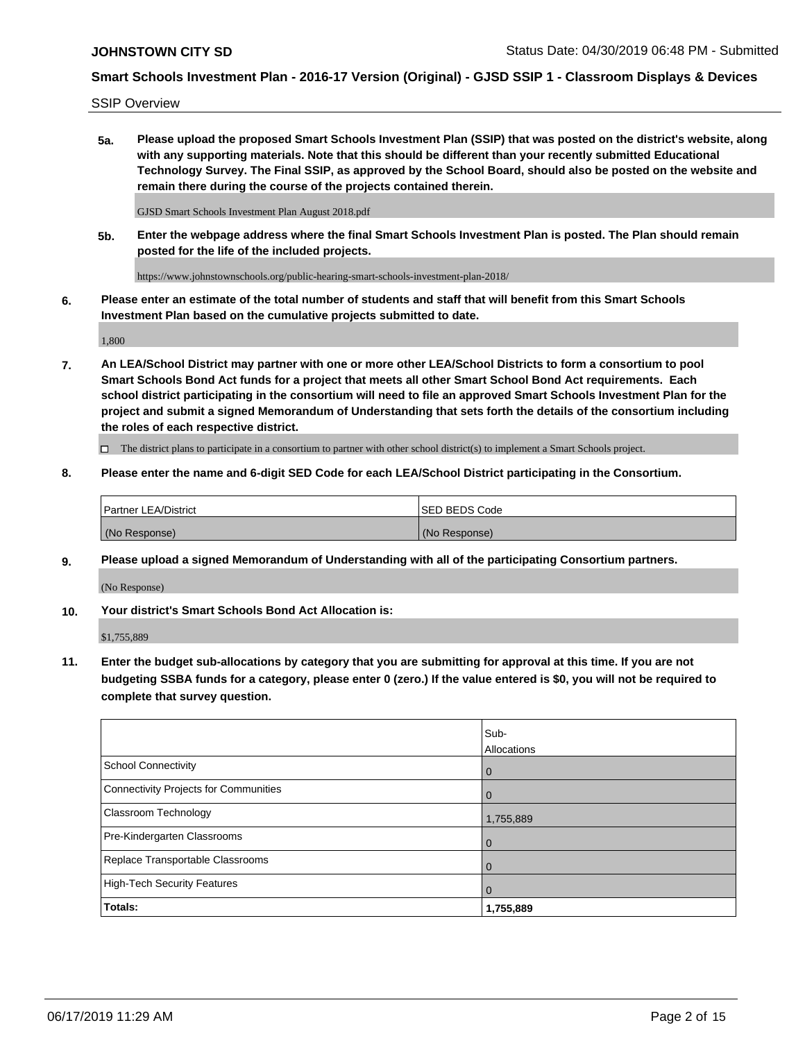SSIP Overview

**5a. Please upload the proposed Smart Schools Investment Plan (SSIP) that was posted on the district's website, along with any supporting materials. Note that this should be different than your recently submitted Educational Technology Survey. The Final SSIP, as approved by the School Board, should also be posted on the website and remain there during the course of the projects contained therein.**

GJSD Smart Schools Investment Plan August 2018.pdf

**5b. Enter the webpage address where the final Smart Schools Investment Plan is posted. The Plan should remain posted for the life of the included projects.**

https://www.johnstownschools.org/public-hearing-smart-schools-investment-plan-2018/

**6. Please enter an estimate of the total number of students and staff that will benefit from this Smart Schools Investment Plan based on the cumulative projects submitted to date.**

1,800

**7. An LEA/School District may partner with one or more other LEA/School Districts to form a consortium to pool Smart Schools Bond Act funds for a project that meets all other Smart School Bond Act requirements. Each school district participating in the consortium will need to file an approved Smart Schools Investment Plan for the project and submit a signed Memorandum of Understanding that sets forth the details of the consortium including the roles of each respective district.**

☐ The district plans to participate in a consortium to partner with other school district(s) to implement a Smart Schools project.

**8. Please enter the name and 6-digit SED Code for each LEA/School District participating in the Consortium.**

| Partner LEA/District | SED BEDS Code |
|---|---|
| (No Response) | (No Response) |

**9. Please upload a signed Memorandum of Understanding with all of the participating Consortium partners.**

(No Response)

**10. Your district's Smart Schools Bond Act Allocation is:**

$1,755,889

**11. Enter the budget sub-allocations by category that you are submitting for approval at this time. If you are not budgeting SSBA funds for a category, please enter 0 (zero.) If the value entered is $0, you will not be required to complete that survey question.**

| | Sub-Allocations |
|---|---|
| School Connectivity | 0 |
| Connectivity Projects for Communities | 0 |
| Classroom Technology | 1,755,889 |
| Pre-Kindergarten Classrooms | 0 |
| Replace Transportable Classrooms | 0 |
| High-Tech Security Features | 0 |
| **Totals:** | **1,755,889** |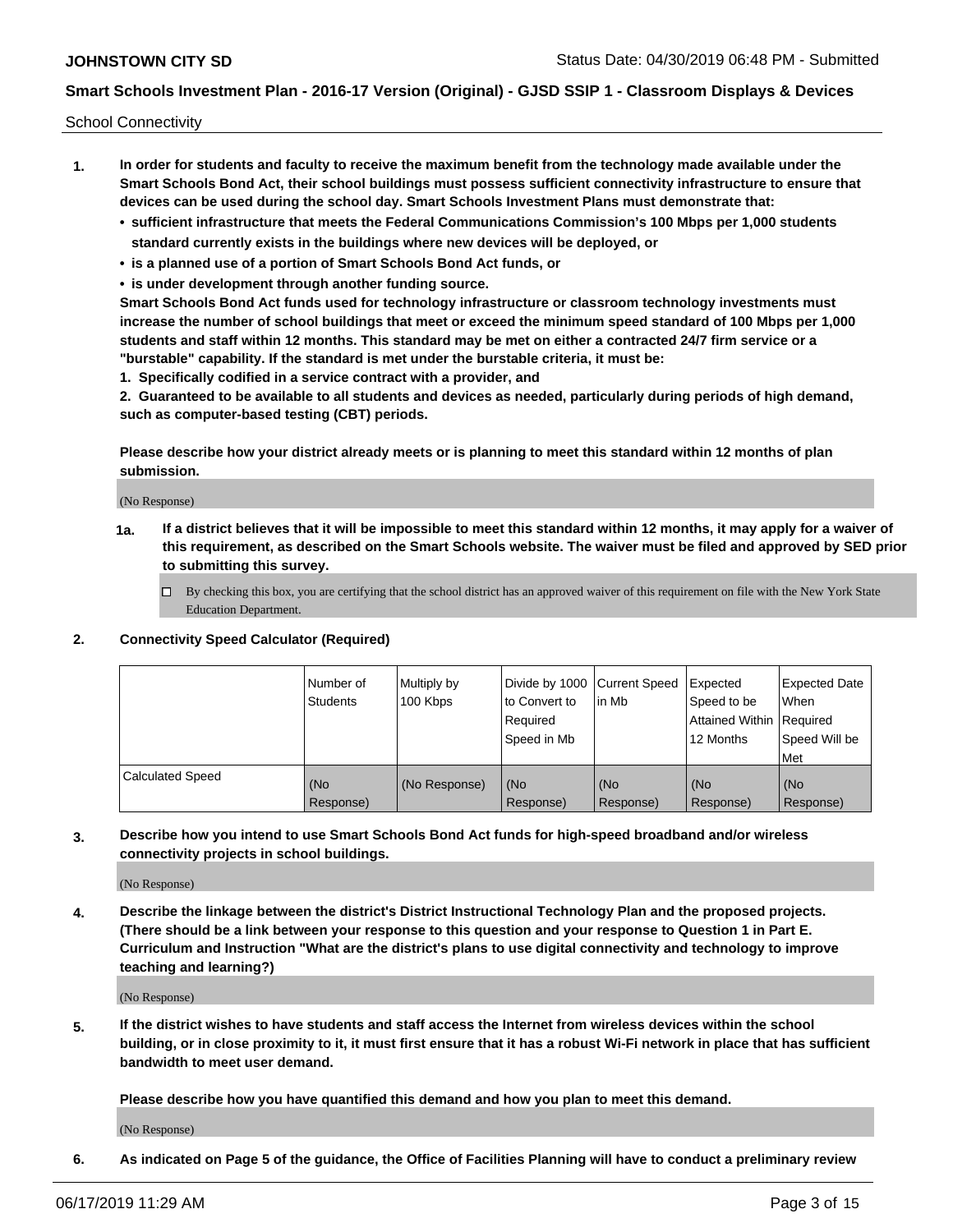School Connectivity

1. **In order for students and faculty to receive the maximum benefit from the technology made available under the Smart Schools Bond Act, their school buildings must possess sufficient connectivity infrastructure to ensure that devices can be used during the school day. Smart Schools Investment Plans must demonstrate that:**
   - **sufficient infrastructure that meets the Federal Communications Commission's 100 Mbps per 1,000 students standard currently exists in the buildings where new devices will be deployed, or**
   - **is a planned use of a portion of Smart Schools Bond Act funds, or**
   - **is under development through another funding source.**

   **Smart Schools Bond Act funds used for technology infrastructure or classroom technology investments must increase the number of school buildings that meet or exceed the minimum speed standard of 100 Mbps per 1,000 students and staff within 12 months. This standard may be met on either a contracted 24/7 firm service or a "burstable" capability. If the standard is met under the burstable criteria, it must be:**

   **1. Specifically codified in a service contract with a provider, and**

   **2. Guaranteed to be available to all students and devices as needed, particularly during periods of high demand, such as computer-based testing (CBT) periods.**

   **Please describe how your district already meets or is planning to meet this standard within 12 months of plan submission.**

   (No Response)

   **1a. If a district believes that it will be impossible to meet this standard within 12 months, it may apply for a waiver of this requirement, as described on the Smart Schools website. The waiver must be filed and approved by SED prior to submitting this survey.**

   ☐ By checking this box, you are certifying that the school district has an approved waiver of this requirement on file with the New York State Education Department.

2. **Connectivity Speed Calculator (Required)**

| | Number of Students | Multiply by 100 Kbps | Divide by 1000 to Convert to Required Speed in Mb | Current Speed in Mb | Expected Speed to be Attained Within 12 Months | Expected Date When Required Speed Will be Met |
|---|---|---|---|---|---|---|
| Calculated Speed | (No Response) | (No Response) | (No Response) | (No Response) | (No Response) | (No Response) |

3. **Describe how you intend to use Smart Schools Bond Act funds for high-speed broadband and/or wireless connectivity projects in school buildings.**

   (No Response)

4. **Describe the linkage between the district's District Instructional Technology Plan and the proposed projects. (There should be a link between your response to this question and your response to Question 1 in Part E. Curriculum and Instruction "What are the district's plans to use digital connectivity and technology to improve teaching and learning?)**

   (No Response)

5. **If the district wishes to have students and staff access the Internet from wireless devices within the school building, or in close proximity to it, it must first ensure that it has a robust Wi-Fi network in place that has sufficient bandwidth to meet user demand.**

   **Please describe how you have quantified this demand and how you plan to meet this demand.**

   (No Response)

6. **As indicated on Page 5 of the guidance, the Office of Facilities Planning will have to conduct a preliminary review**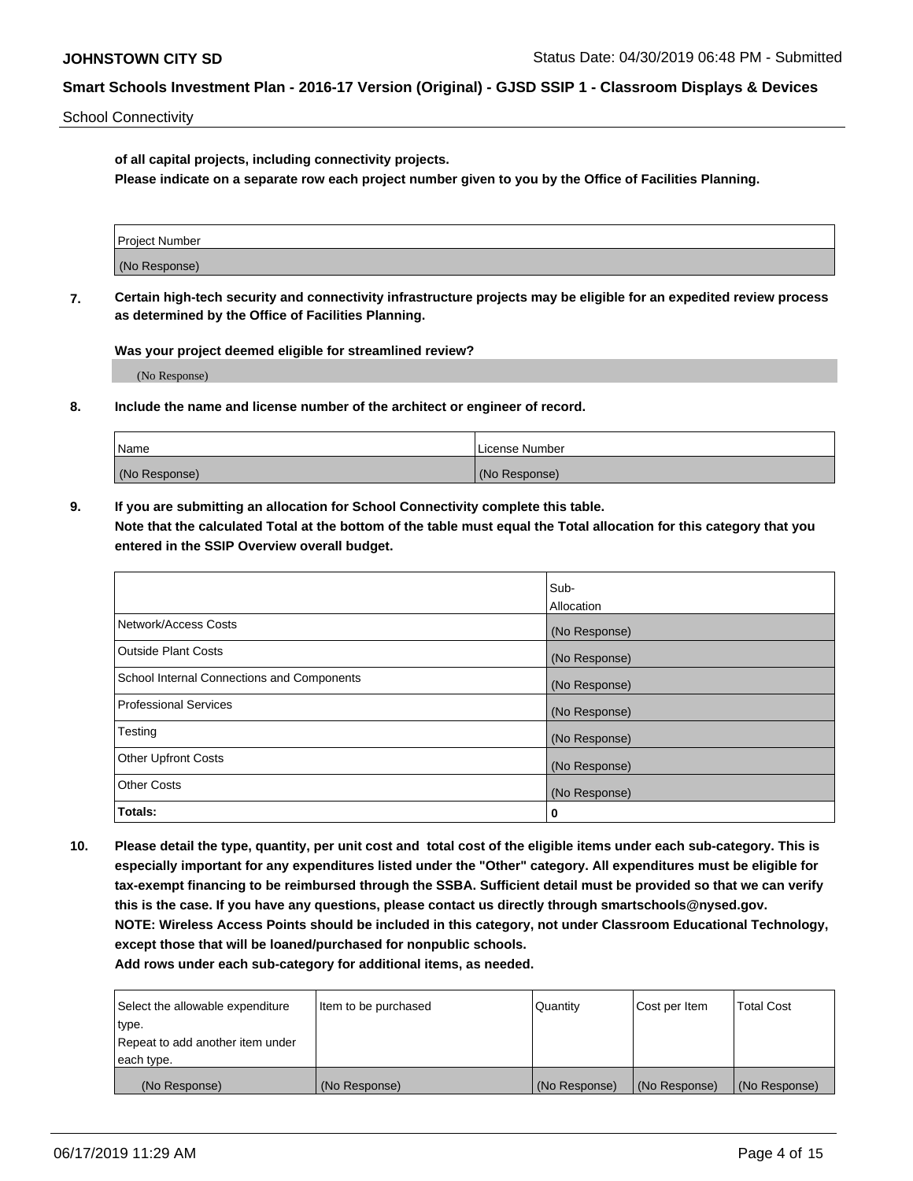**of all capital projects, including connectivity projects.**
**Please indicate on a separate row each project number given to you by the Office of Facilities Planning.**

| Project Number |
| --- |
| (No Response) |

**7. Certain high-tech security and connectivity infrastructure projects may be eligible for an expedited review process as determined by the Office of Facilities Planning.**

**Was your project deemed eligible for streamlined review?**

(No Response)

**8. Include the name and license number of the architect or engineer of record.**

| Name | License Number |
| --- | --- |
| (No Response) | (No Response) |

**9. If you are submitting an allocation for School Connectivity complete this table.**
**Note that the calculated Total at the bottom of the table must equal the Total allocation for this category that you entered in the SSIP Overview overall budget.**

| | Sub-Allocation |
| --- | --- |
| Network/Access Costs | (No Response) |
| Outside Plant Costs | (No Response) |
| School Internal Connections and Components | (No Response) |
| Professional Services | (No Response) |
| Testing | (No Response) |
| Other Upfront Costs | (No Response) |
| Other Costs | (No Response) |
| **Totals:** | **0** |

**10. Please detail the type, quantity, per unit cost and total cost of the eligible items under each sub-category. This is especially important for any expenditures listed under the "Other" category. All expenditures must be eligible for tax-exempt financing to be reimbursed through the SSBA. Sufficient detail must be provided so that we can verify this is the case. If you have any questions, please contact us directly through smartschools@nysed.gov.**
**NOTE: Wireless Access Points should be included in this category, not under Classroom Educational Technology, except those that will be loaned/purchased for nonpublic schools.**
**Add rows under each sub-category for additional items, as needed.**

| Select the allowable expenditure type. Repeat to add another item under each type. | Item to be purchased | Quantity | Cost per Item | Total Cost |
| --- | --- | --- | --- | --- |
| (No Response) | (No Response) | (No Response) | (No Response) | (No Response) |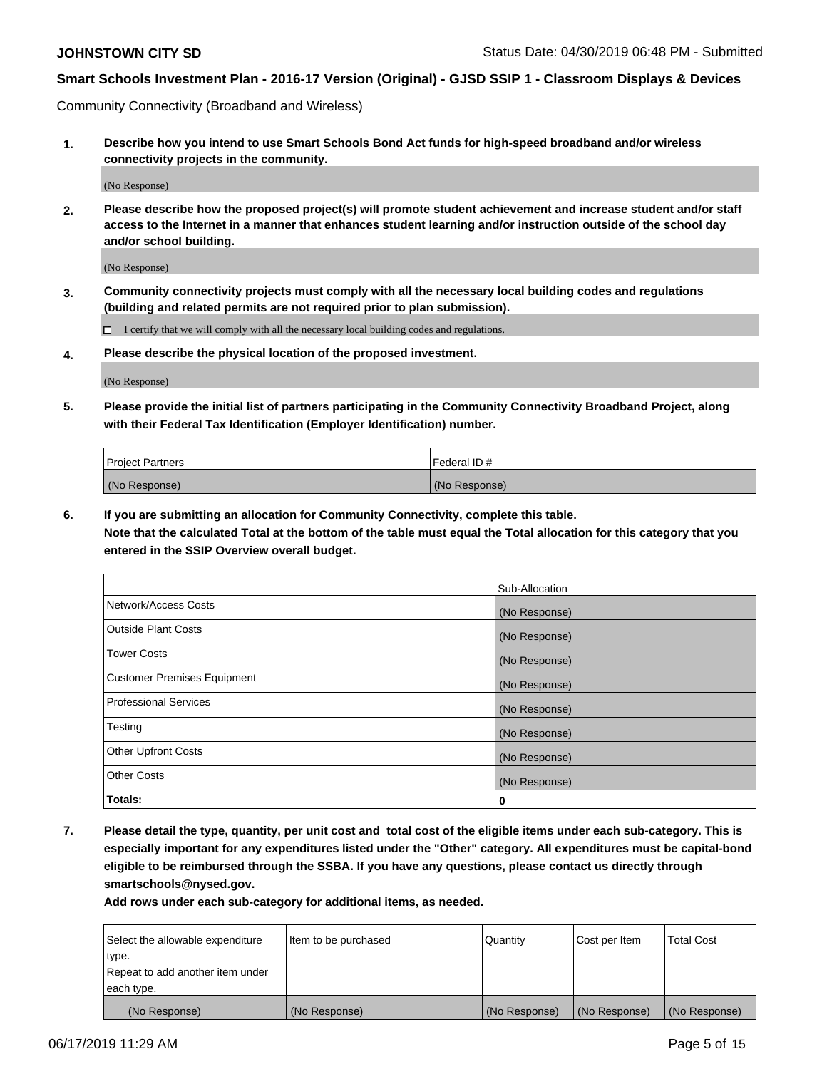Community Connectivity (Broadband and Wireless)

**1. Describe how you intend to use Smart Schools Bond Act funds for high-speed broadband and/or wireless connectivity projects in the community.**

(No Response)

**2. Please describe how the proposed project(s) will promote student achievement and increase student and/or staff access to the Internet in a manner that enhances student learning and/or instruction outside of the school day and/or school building.**

(No Response)

**3. Community connectivity projects must comply with all the necessary local building codes and regulations (building and related permits are not required prior to plan submission).**

☐ I certify that we will comply with all the necessary local building codes and regulations.

**4. Please describe the physical location of the proposed investment.**

(No Response)

**5. Please provide the initial list of partners participating in the Community Connectivity Broadband Project, along with their Federal Tax Identification (Employer Identification) number.**

| Project Partners | Federal ID # |
|---|---|
| (No Response) | (No Response) |

**6. If you are submitting an allocation for Community Connectivity, complete this table. Note that the calculated Total at the bottom of the table must equal the Total allocation for this category that you entered in the SSIP Overview overall budget.**

| | Sub-Allocation |
|---|---|
| Network/Access Costs | (No Response) |
| Outside Plant Costs | (No Response) |
| Tower Costs | (No Response) |
| Customer Premises Equipment | (No Response) |
| Professional Services | (No Response) |
| Testing | (No Response) |
| Other Upfront Costs | (No Response) |
| Other Costs | (No Response) |
| **Totals:** | **0** |

**7. Please detail the type, quantity, per unit cost and total cost of the eligible items under each sub-category. This is especially important for any expenditures listed under the "Other" category. All expenditures must be capital-bond eligible to be reimbursed through the SSBA. If you have any questions, please contact us directly through smartschools@nysed.gov.**

**Add rows under each sub-category for additional items, as needed.**

| Select the allowable expenditure type. Repeat to add another item under each type. | Item to be purchased | Quantity | Cost per Item | Total Cost |
|---|---|---|---|---|
| (No Response) | (No Response) | (No Response) | (No Response) | (No Response) |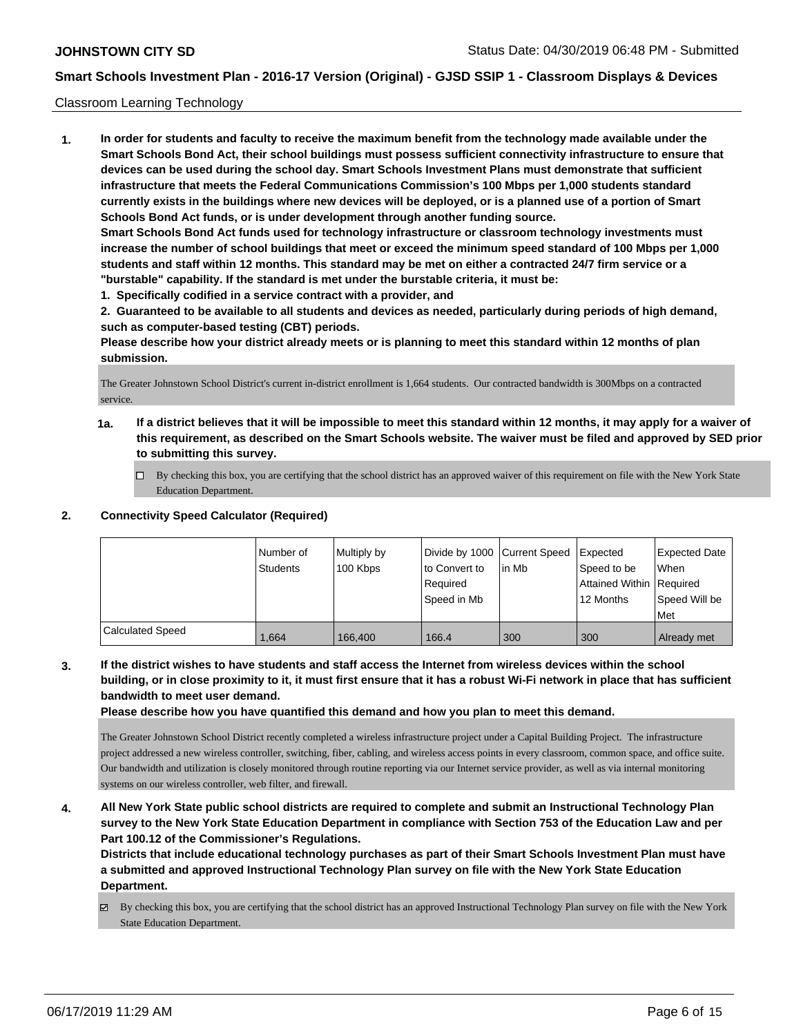Classroom Learning Technology

**1. In order for students and faculty to receive the maximum benefit from the technology made available under the Smart Schools Bond Act, their school buildings must possess sufficient connectivity infrastructure to ensure that devices can be used during the school day. Smart Schools Investment Plans must demonstrate that sufficient infrastructure that meets the Federal Communications Commission's 100 Mbps per 1,000 students standard currently exists in the buildings where new devices will be deployed, or is a planned use of a portion of Smart Schools Bond Act funds, or is under development through another funding source.**

**Smart Schools Bond Act funds used for technology infrastructure or classroom technology investments must increase the number of school buildings that meet or exceed the minimum speed standard of 100 Mbps per 1,000 students and staff within 12 months. This standard may be met on either a contracted 24/7 firm service or a "burstable" capability. If the standard is met under the burstable criteria, it must be:**

**1. Specifically codified in a service contract with a provider, and**

**2. Guaranteed to be available to all students and devices as needed, particularly during periods of high demand, such as computer-based testing (CBT) periods.**

**Please describe how your district already meets or is planning to meet this standard within 12 months of plan submission.**

The Greater Johnstown School District's current in-district enrollment is 1,664 students. Our contracted bandwidth is 300Mbps on a contracted service.

**1a. If a district believes that it will be impossible to meet this standard within 12 months, it may apply for a waiver of this requirement, as described on the Smart Schools website. The waiver must be filed and approved by SED prior to submitting this survey.**

☐ By checking this box, you are certifying that the school district has an approved waiver of this requirement on file with the New York State Education Department.

**2. Connectivity Speed Calculator (Required)**

| | Number of Students | Multiply by 100 Kbps | Divide by 1000 to Convert to Required Speed in Mb | Current Speed in Mb | Expected Speed to be Attained Within 12 Months | Expected Date When Required Speed Will be Met |
|---|---|---|---|---|---|---|
| Calculated Speed | 1,664 | 166,400 | 166.4 | 300 | 300 | Already met |

**3. If the district wishes to have students and staff access the Internet from wireless devices within the school building, or in close proximity to it, it must first ensure that it has a robust Wi-Fi network in place that has sufficient bandwidth to meet user demand.**

**Please describe how you have quantified this demand and how you plan to meet this demand.**

The Greater Johnstown School District recently completed a wireless infrastructure project under a Capital Building Project. The infrastructure project addressed a new wireless controller, switching, fiber, cabling, and wireless access points in every classroom, common space, and office suite. Our bandwidth and utilization is closely monitored through routine reporting via our Internet service provider, as well as via internal monitoring systems on our wireless controller, web filter, and firewall.

**4. All New York State public school districts are required to complete and submit an Instructional Technology Plan survey to the New York State Education Department in compliance with Section 753 of the Education Law and per Part 100.12 of the Commissioner's Regulations.**

**Districts that include educational technology purchases as part of their Smart Schools Investment Plan must have a submitted and approved Instructional Technology Plan survey on file with the New York State Education Department.**

☑ By checking this box, you are certifying that the school district has an approved Instructional Technology Plan survey on file with the New York State Education Department.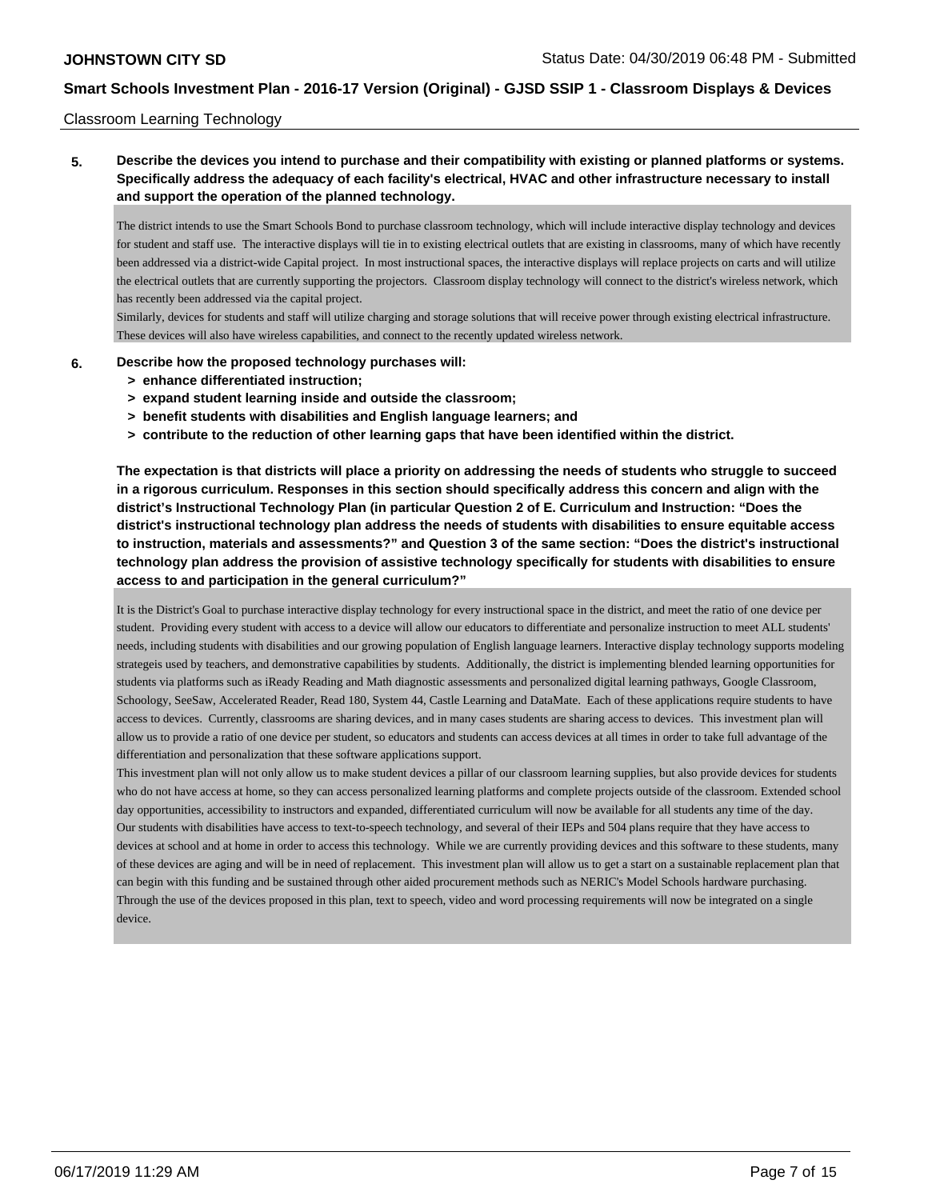Classroom Learning Technology

**5. Describe the devices you intend to purchase and their compatibility with existing or planned platforms or systems. Specifically address the adequacy of each facility's electrical, HVAC and other infrastructure necessary to install and support the operation of the planned technology.**

The district intends to use the Smart Schools Bond to purchase classroom technology, which will include interactive display technology and devices for student and staff use. The interactive displays will tie in to existing electrical outlets that are existing in classrooms, many of which have recently been addressed via a district-wide Capital project. In most instructional spaces, the interactive displays will replace projects on carts and will utilize the electrical outlets that are currently supporting the projectors. Classroom display technology will connect to the district's wireless network, which has recently been addressed via the capital project.
Similarly, devices for students and staff will utilize charging and storage solutions that will receive power through existing electrical infrastructure. These devices will also have wireless capabilities, and connect to the recently updated wireless network.

**6. Describe how the proposed technology purchases will:**
- **> enhance differentiated instruction;**
- **> expand student learning inside and outside the classroom;**
- **> benefit students with disabilities and English language learners; and**
- **> contribute to the reduction of other learning gaps that have been identified within the district.**

**The expectation is that districts will place a priority on addressing the needs of students who struggle to succeed in a rigorous curriculum. Responses in this section should specifically address this concern and align with the district's Instructional Technology Plan (in particular Question 2 of E. Curriculum and Instruction: "Does the district's instructional technology plan address the needs of students with disabilities to ensure equitable access to instruction, materials and assessments?" and Question 3 of the same section: "Does the district's instructional technology plan address the provision of assistive technology specifically for students with disabilities to ensure access to and participation in the general curriculum?"**

It is the District's Goal to purchase interactive display technology for every instructional space in the district, and meet the ratio of one device per student. Providing every student with access to a device will allow our educators to differentiate and personalize instruction to meet ALL students' needs, including students with disabilities and our growing population of English language learners. Interactive display technology supports modeling strategeis used by teachers, and demonstrative capabilities by students. Additionally, the district is implementing blended learning opportunities for students via platforms such as iReady Reading and Math diagnostic assessments and personalized digital learning pathways, Google Classroom, Schoology, SeeSaw, Accelerated Reader, Read 180, System 44, Castle Learning and DataMate. Each of these applications require students to have access to devices. Currently, classrooms are sharing devices, and in many cases students are sharing access to devices. This investment plan will allow us to provide a ratio of one device per student, so educators and students can access devices at all times in order to take full advantage of the differentiation and personalization that these software applications support.
This investment plan will not only allow us to make student devices a pillar of our classroom learning supplies, but also provide devices for students who do not have access at home, so they can access personalized learning platforms and complete projects outside of the classroom. Extended school day opportunities, accessibility to instructors and expanded, differentiated curriculum will now be available for all students any time of the day.
Our students with disabilities have access to text-to-speech technology, and several of their IEPs and 504 plans require that they have access to devices at school and at home in order to access this technology. While we are currently providing devices and this software to these students, many of these devices are aging and will be in need of replacement. This investment plan will allow us to get a start on a sustainable replacement plan that can begin with this funding and be sustained through other aided procurement methods such as NERIC's Model Schools hardware purchasing. Through the use of the devices proposed in this plan, text to speech, video and word processing requirements will now be integrated on a single device.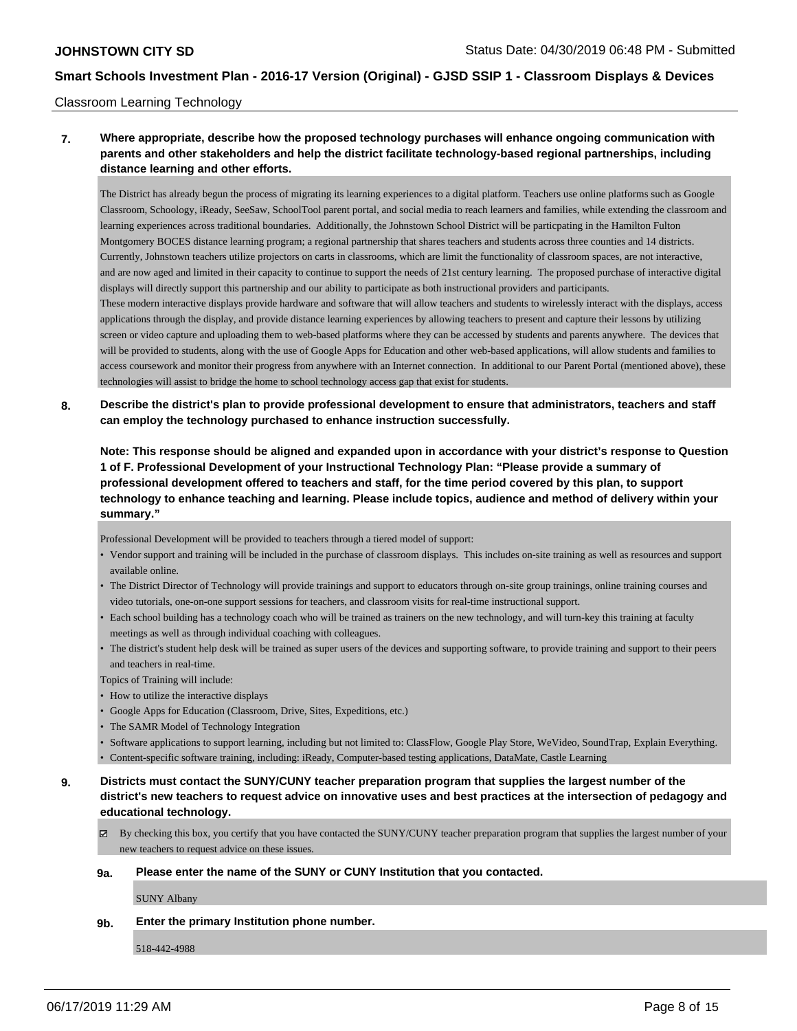Classroom Learning Technology

**7. Where appropriate, describe how the proposed technology purchases will enhance ongoing communication with parents and other stakeholders and help the district facilitate technology-based regional partnerships, including distance learning and other efforts.**

The District has already begun the process of migrating its learning experiences to a digital platform. Teachers use online platforms such as Google Classroom, Schoology, iReady, SeeSaw, SchoolTool parent portal, and social media to reach learners and families, while extending the classroom and learning experiences across traditional boundaries. Additionally, the Johnstown School District will be particpating in the Hamilton Fulton Montgomery BOCES distance learning program; a regional partnership that shares teachers and students across three counties and 14 districts. Currently, Johnstown teachers utilize projectors on carts in classrooms, which are limit the functionality of classroom spaces, are not interactive, and are now aged and limited in their capacity to continue to support the needs of 21st century learning. The proposed purchase of interactive digital displays will directly support this partnership and our ability to participate as both instructional providers and participants.

These modern interactive displays provide hardware and software that will allow teachers and students to wirelessly interact with the displays, access applications through the display, and provide distance learning experiences by allowing teachers to present and capture their lessons by utilizing screen or video capture and uploading them to web-based platforms where they can be accessed by students and parents anywhere. The devices that will be provided to students, along with the use of Google Apps for Education and other web-based applications, will allow students and families to access coursework and monitor their progress from anywhere with an Internet connection. In additional to our Parent Portal (mentioned above), these technologies will assist to bridge the home to school technology access gap that exist for students.

**8. Describe the district's plan to provide professional development to ensure that administrators, teachers and staff can employ the technology purchased to enhance instruction successfully.**

**Note: This response should be aligned and expanded upon in accordance with your district's response to Question 1 of F. Professional Development of your Instructional Technology Plan: "Please provide a summary of professional development offered to teachers and staff, for the time period covered by this plan, to support technology to enhance teaching and learning. Please include topics, audience and method of delivery within your summary."**

Professional Development will be provided to teachers through a tiered model of support:

- Vendor support and training will be included in the purchase of classroom displays. This includes on-site training as well as resources and support available online.
- The District Director of Technology will provide trainings and support to educators through on-site group trainings, online training courses and video tutorials, one-on-one support sessions for teachers, and classroom visits for real-time instructional support.
- Each school building has a technology coach who will be trained as trainers on the new technology, and will turn-key this training at faculty meetings as well as through individual coaching with colleagues.
- The district's student help desk will be trained as super users of the devices and supporting software, to provide training and support to their peers and teachers in real-time.

Topics of Training will include:

- How to utilize the interactive displays
- Google Apps for Education (Classroom, Drive, Sites, Expeditions, etc.)
- The SAMR Model of Technology Integration
- Software applications to support learning, including but not limited to: ClassFlow, Google Play Store, WeVideo, SoundTrap, Explain Everything.
- Content-specific software training, including: iReady, Computer-based testing applications, DataMate, Castle Learning

**9. Districts must contact the SUNY/CUNY teacher preparation program that supplies the largest number of the district's new teachers to request advice on innovative uses and best practices at the intersection of pedagogy and educational technology.**

☑ By checking this box, you certify that you have contacted the SUNY/CUNY teacher preparation program that supplies the largest number of your new teachers to request advice on these issues.

**9a. Please enter the name of the SUNY or CUNY Institution that you contacted.**

SUNY Albany

**9b. Enter the primary Institution phone number.**

518-442-4988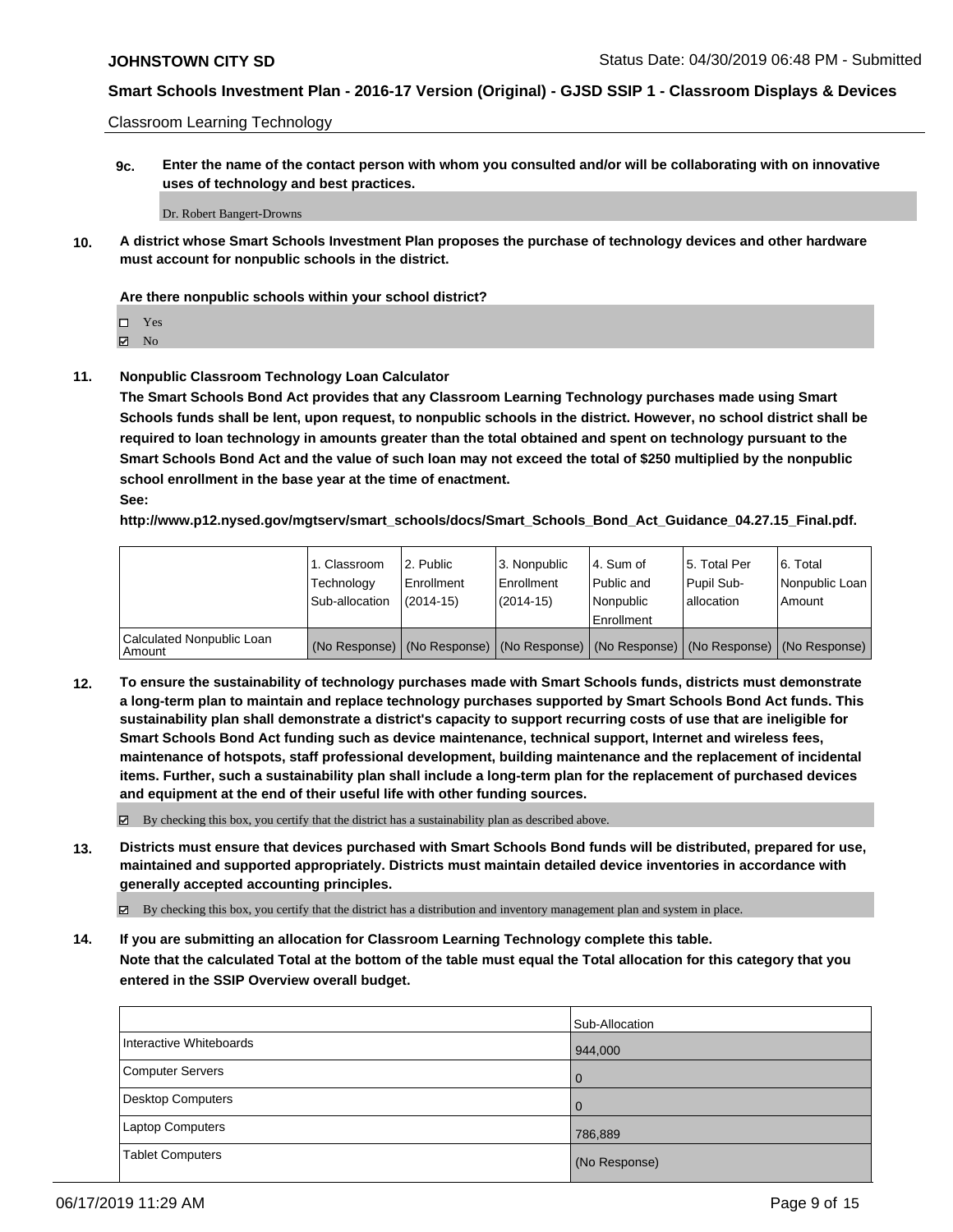Classroom Learning Technology

**9c. Enter the name of the contact person with whom you consulted and/or will be collaborating with on innovative uses of technology and best practices.**

Dr. Robert Bangert-Drowns

**10. A district whose Smart Schools Investment Plan proposes the purchase of technology devices and other hardware must account for nonpublic schools in the district.**

**Are there nonpublic schools within your school district?**

- ☐ Yes
- ☑ No

**11. Nonpublic Classroom Technology Loan Calculator**

**The Smart Schools Bond Act provides that any Classroom Learning Technology purchases made using Smart Schools funds shall be lent, upon request, to nonpublic schools in the district. However, no school district shall be required to loan technology in amounts greater than the total obtained and spent on technology pursuant to the Smart Schools Bond Act and the value of such loan may not exceed the total of $250 multiplied by the nonpublic school enrollment in the base year at the time of enactment.**

**See:**

**http://www.p12.nysed.gov/mgtserv/smart_schools/docs/Smart_Schools_Bond_Act_Guidance_04.27.15_Final.pdf.**

| | 1. Classroom Technology Sub-allocation | 2. Public Enrollment (2014-15) | 3. Nonpublic Enrollment (2014-15) | 4. Sum of Public and Nonpublic Enrollment | 5. Total Per Pupil Sub-allocation | 6. Total Nonpublic Loan Amount |
|---|---|---|---|---|---|---|
| Calculated Nonpublic Loan Amount | (No Response) | (No Response) | (No Response) | (No Response) | (No Response) | (No Response) |

**12. To ensure the sustainability of technology purchases made with Smart Schools funds, districts must demonstrate a long-term plan to maintain and replace technology purchases supported by Smart Schools Bond Act funds. This sustainability plan shall demonstrate a district's capacity to support recurring costs of use that are ineligible for Smart Schools Bond Act funding such as device maintenance, technical support, Internet and wireless fees, maintenance of hotspots, staff professional development, building maintenance and the replacement of incidental items. Further, such a sustainability plan shall include a long-term plan for the replacement of purchased devices and equipment at the end of their useful life with other funding sources.**

☑ By checking this box, you certify that the district has a sustainability plan as described above.

**13. Districts must ensure that devices purchased with Smart Schools Bond funds will be distributed, prepared for use, maintained and supported appropriately. Districts must maintain detailed device inventories in accordance with generally accepted accounting principles.**

☑ By checking this box, you certify that the district has a distribution and inventory management plan and system in place.

**14. If you are submitting an allocation for Classroom Learning Technology complete this table.**
**Note that the calculated Total at the bottom of the table must equal the Total allocation for this category that you entered in the SSIP Overview overall budget.**

| | Sub-Allocation |
|---|---|
| Interactive Whiteboards | 944,000 |
| Computer Servers | 0 |
| Desktop Computers | 0 |
| Laptop Computers | 786,889 |
| Tablet Computers | (No Response) |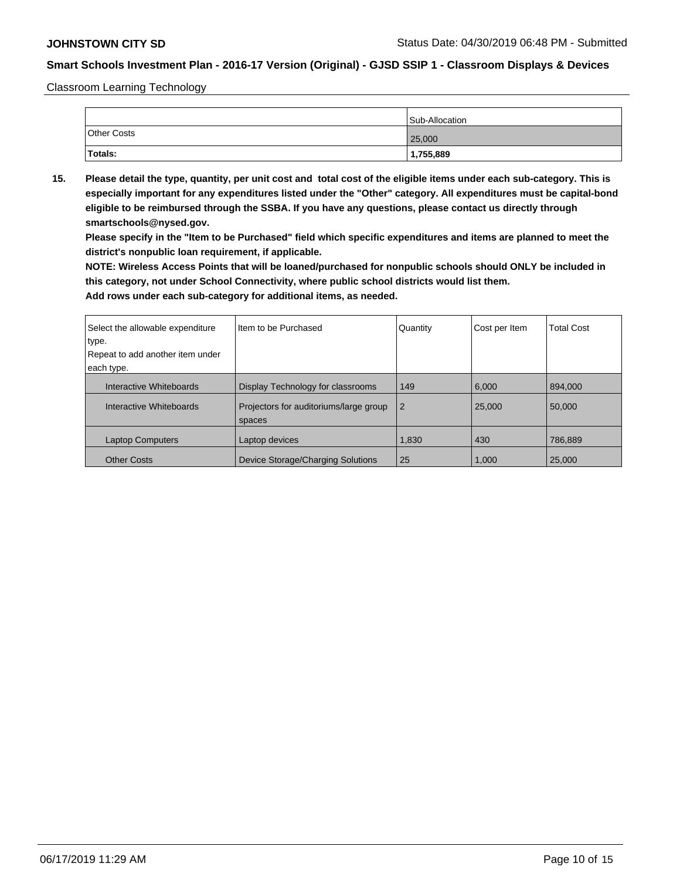Classroom Learning Technology

| | Sub-Allocation |
|---|---|
| Other Costs | 25,000 |
| **Totals:** | **1,755,889** |

**15. Please detail the type, quantity, per unit cost and total cost of the eligible items under each sub-category. This is especially important for any expenditures listed under the "Other" category. All expenditures must be capital-bond eligible to be reimbursed through the SSBA. If you have any questions, please contact us directly through smartschools@nysed.gov.**

**Please specify in the "Item to be Purchased" field which specific expenditures and items are planned to meet the district's nonpublic loan requirement, if applicable.**

**NOTE: Wireless Access Points that will be loaned/purchased for nonpublic schools should ONLY be included in this category, not under School Connectivity, where public school districts would list them.**

**Add rows under each sub-category for additional items, as needed.**

| Select the allowable expenditure type. Repeat to add another item under each type. | Item to be Purchased | Quantity | Cost per Item | Total Cost |
|---|---|---|---|---|
| Interactive Whiteboards | Display Technology for classrooms | 149 | 6,000 | 894,000 |
| Interactive Whiteboards | Projectors for auditoriums/large group spaces | 2 | 25,000 | 50,000 |
| Laptop Computers | Laptop devices | 1,830 | 430 | 786,889 |
| Other Costs | Device Storage/Charging Solutions | 25 | 1,000 | 25,000 |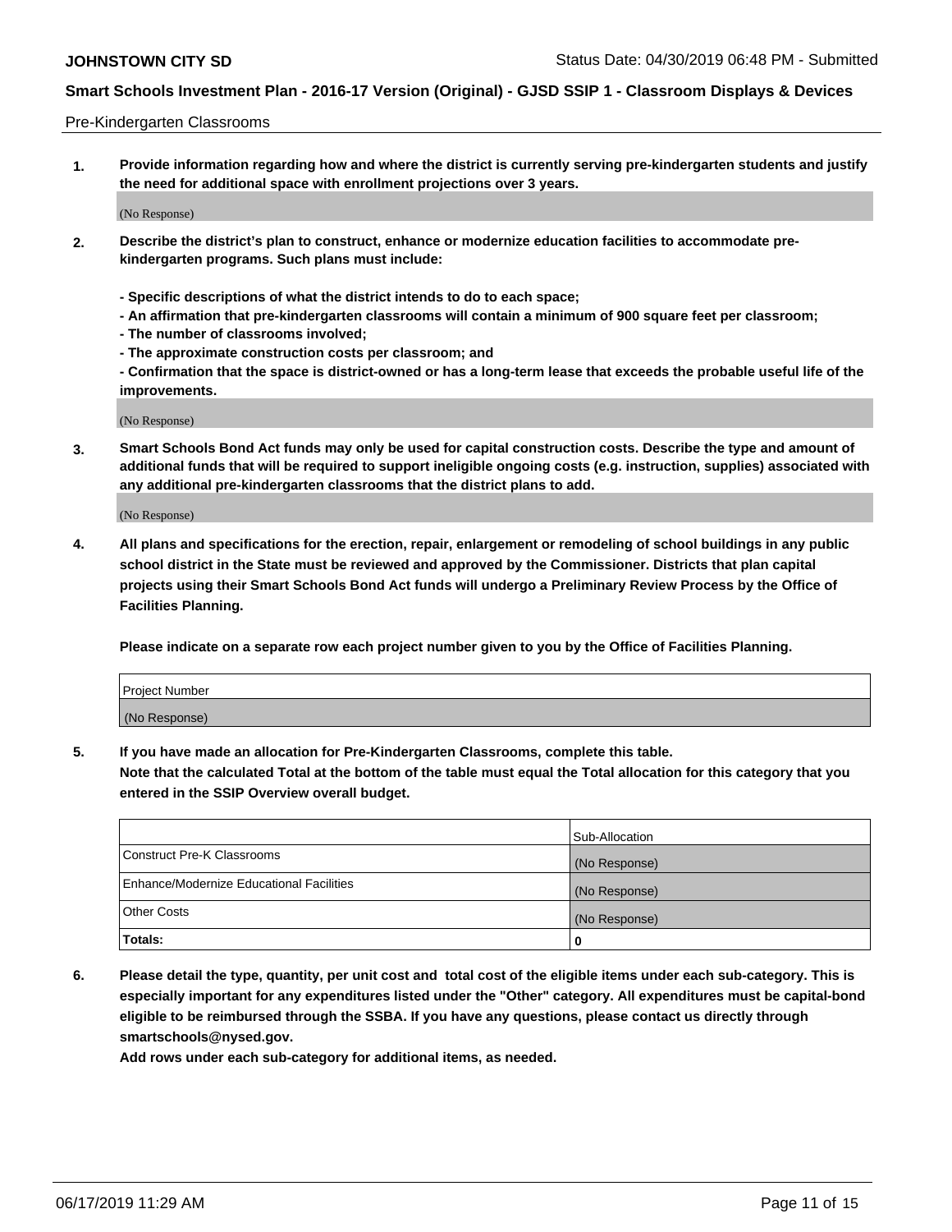Pre-Kindergarten Classrooms

**1. Provide information regarding how and where the district is currently serving pre-kindergarten students and justify the need for additional space with enrollment projections over 3 years.**

(No Response)

**2. Describe the district's plan to construct, enhance or modernize education facilities to accommodate pre-kindergarten programs. Such plans must include:**

**- Specific descriptions of what the district intends to do to each space;**
**- An affirmation that pre-kindergarten classrooms will contain a minimum of 900 square feet per classroom;**
**- The number of classrooms involved;**
**- The approximate construction costs per classroom; and**
**- Confirmation that the space is district-owned or has a long-term lease that exceeds the probable useful life of the improvements.**

(No Response)

**3. Smart Schools Bond Act funds may only be used for capital construction costs. Describe the type and amount of additional funds that will be required to support ineligible ongoing costs (e.g. instruction, supplies) associated with any additional pre-kindergarten classrooms that the district plans to add.**

(No Response)

**4. All plans and specifications for the erection, repair, enlargement or remodeling of school buildings in any public school district in the State must be reviewed and approved by the Commissioner. Districts that plan capital projects using their Smart Schools Bond Act funds will undergo a Preliminary Review Process by the Office of Facilities Planning.**

**Please indicate on a separate row each project number given to you by the Office of Facilities Planning.**

| Project Number |
| --- |
| (No Response) |

**5. If you have made an allocation for Pre-Kindergarten Classrooms, complete this table.**
**Note that the calculated Total at the bottom of the table must equal the Total allocation for this category that you entered in the SSIP Overview overall budget.**

| | Sub-Allocation |
| --- | --- |
| Construct Pre-K Classrooms | (No Response) |
| Enhance/Modernize Educational Facilities | (No Response) |
| Other Costs | (No Response) |
| **Totals:** | **0** |

**6. Please detail the type, quantity, per unit cost and total cost of the eligible items under each sub-category. This is especially important for any expenditures listed under the "Other" category. All expenditures must be capital-bond eligible to be reimbursed through the SSBA. If you have any questions, please contact us directly through smartschools@nysed.gov.**
**Add rows under each sub-category for additional items, as needed.**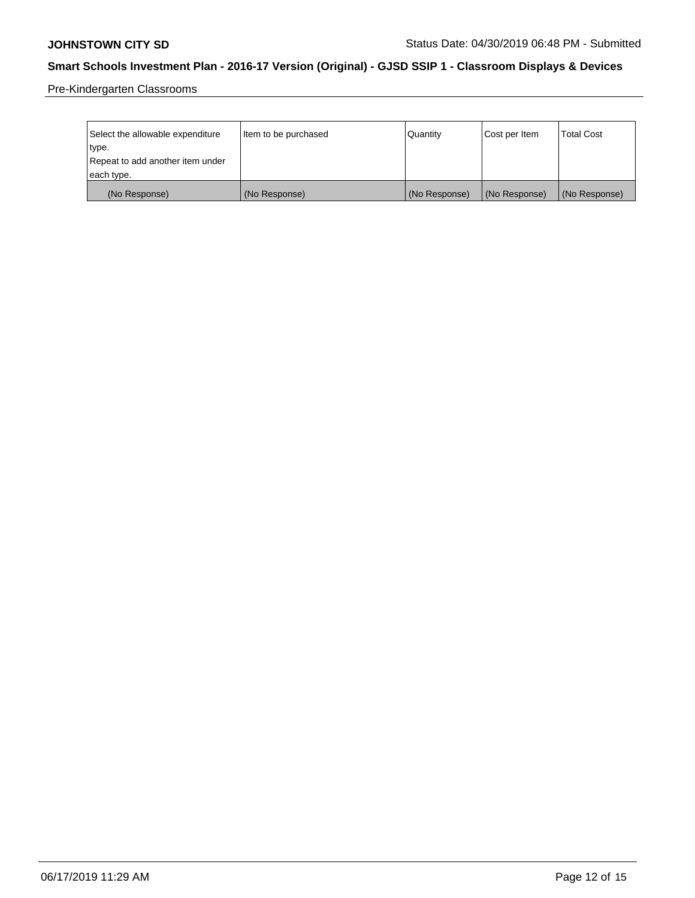Pre-Kindergarten Classrooms

| Select the allowable expenditure type. Repeat to add another item under each type. | Item to be purchased | Quantity | Cost per Item | Total Cost |
| --- | --- | --- | --- | --- |
| (No Response) | (No Response) | (No Response) | (No Response) | (No Response) |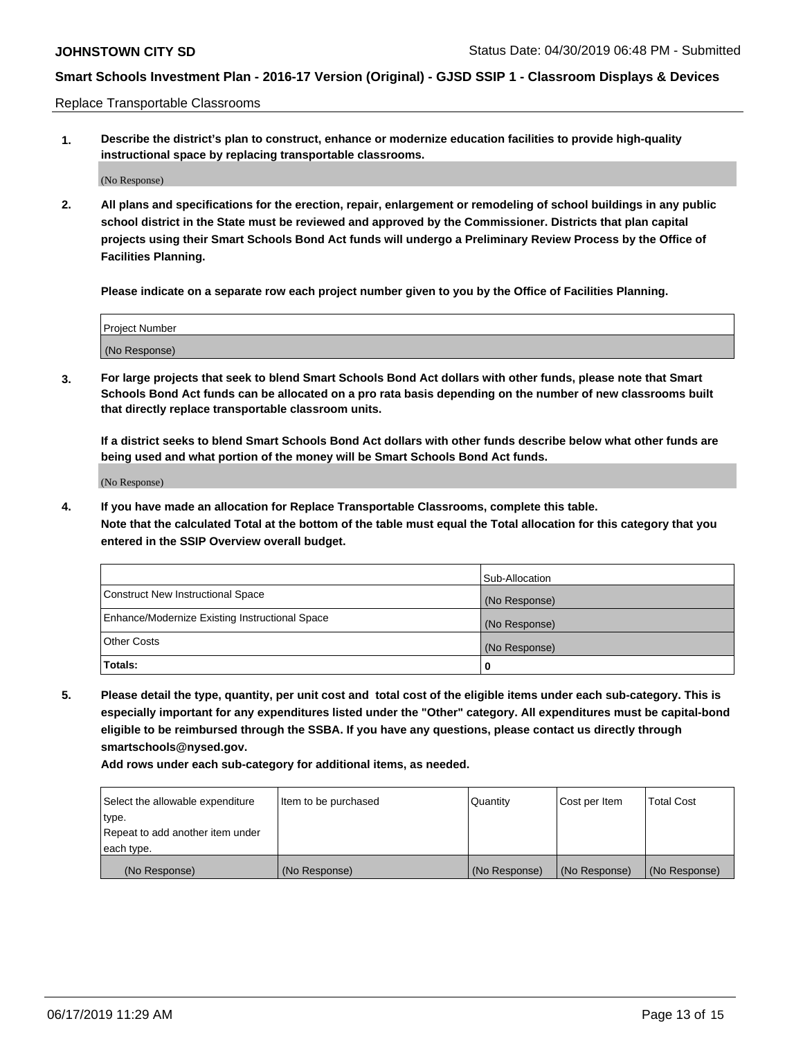Replace Transportable Classrooms

**1. Describe the district's plan to construct, enhance or modernize education facilities to provide high-quality instructional space by replacing transportable classrooms.**

(No Response)

**2. All plans and specifications for the erection, repair, enlargement or remodeling of school buildings in any public school district in the State must be reviewed and approved by the Commissioner. Districts that plan capital projects using their Smart Schools Bond Act funds will undergo a Preliminary Review Process by the Office of Facilities Planning.**

**Please indicate on a separate row each project number given to you by the Office of Facilities Planning.**

| Project Number |
|---|
| (No Response) |

**3. For large projects that seek to blend Smart Schools Bond Act dollars with other funds, please note that Smart Schools Bond Act funds can be allocated on a pro rata basis depending on the number of new classrooms built that directly replace transportable classroom units.**

**If a district seeks to blend Smart Schools Bond Act dollars with other funds describe below what other funds are being used and what portion of the money will be Smart Schools Bond Act funds.**

(No Response)

**4. If you have made an allocation for Replace Transportable Classrooms, complete this table. Note that the calculated Total at the bottom of the table must equal the Total allocation for this category that you entered in the SSIP Overview overall budget.**

| | Sub-Allocation |
|---|---|
| Construct New Instructional Space | (No Response) |
| Enhance/Modernize Existing Instructional Space | (No Response) |
| Other Costs | (No Response) |
| **Totals:** | **0** |

**5. Please detail the type, quantity, per unit cost and total cost of the eligible items under each sub-category. This is especially important for any expenditures listed under the "Other" category. All expenditures must be capital-bond eligible to be reimbursed through the SSBA. If you have any questions, please contact us directly through smartschools@nysed.gov.**

**Add rows under each sub-category for additional items, as needed.**

| Select the allowable expenditure type. Repeat to add another item under each type. | Item to be purchased | Quantity | Cost per Item | Total Cost |
|---|---|---|---|---|
| (No Response) | (No Response) | (No Response) | (No Response) | (No Response) |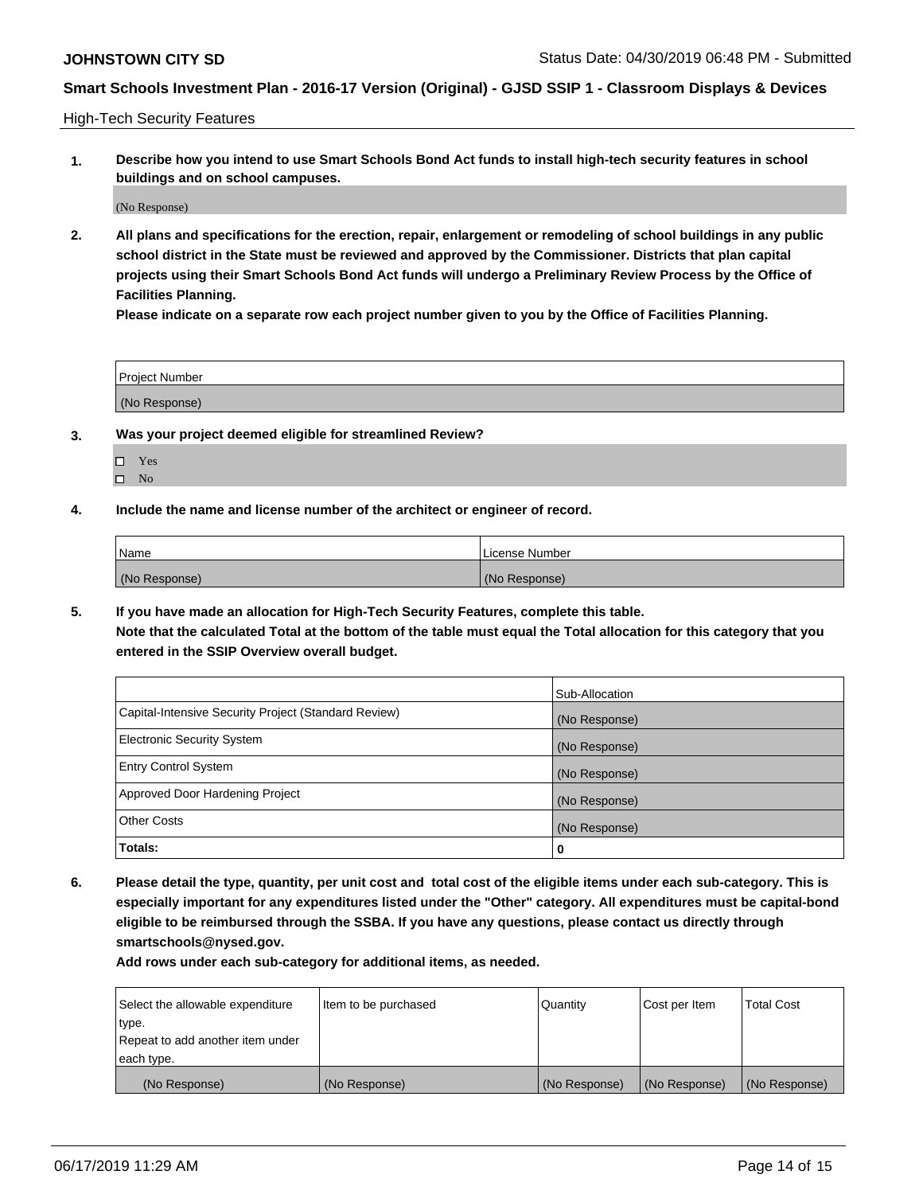**JOHNSTOWN CITY SD** Status Date: 04/30/2019 06:48 PM - Submitted

**Smart Schools Investment Plan - 2016-17 Version (Original) - GJSD SSIP 1 - Classroom Displays & Devices**

High-Tech Security Features

**1. Describe how you intend to use Smart Schools Bond Act funds to install high-tech security features in school buildings and on school campuses.**

(No Response)

**2. All plans and specifications for the erection, repair, enlargement or remodeling of school buildings in any public school district in the State must be reviewed and approved by the Commissioner. Districts that plan capital projects using their Smart Schools Bond Act funds will undergo a Preliminary Review Process by the Office of Facilities Planning.**

**Please indicate on a separate row each project number given to you by the Office of Facilities Planning.**

| Project Number |
| --- |
| (No Response) |

**3. Was your project deemed eligible for streamlined Review?**

- ☐ Yes
- ☐ No

**4. Include the name and license number of the architect or engineer of record.**

| Name | License Number |
| --- | --- |
| (No Response) | (No Response) |

**5. If you have made an allocation for High-Tech Security Features, complete this table.**
**Note that the calculated Total at the bottom of the table must equal the Total allocation for this category that you entered in the SSIP Overview overall budget.**

| | Sub-Allocation |
| --- | --- |
| Capital-Intensive Security Project (Standard Review) | (No Response) |
| Electronic Security System | (No Response) |
| Entry Control System | (No Response) |
| Approved Door Hardening Project | (No Response) |
| Other Costs | (No Response) |
| **Totals:** | **0** |

**6. Please detail the type, quantity, per unit cost and total cost of the eligible items under each sub-category. This is especially important for any expenditures listed under the "Other" category. All expenditures must be capital-bond eligible to be reimbursed through the SSBA. If you have any questions, please contact us directly through smartschools@nysed.gov.**

**Add rows under each sub-category for additional items, as needed.**

| Select the allowable expenditure type. Repeat to add another item under each type. | Item to be purchased | Quantity | Cost per Item | Total Cost |
| --- | --- | --- | --- | --- |
| (No Response) | (No Response) | (No Response) | (No Response) | (No Response) |

06/17/2019 11:29 AM